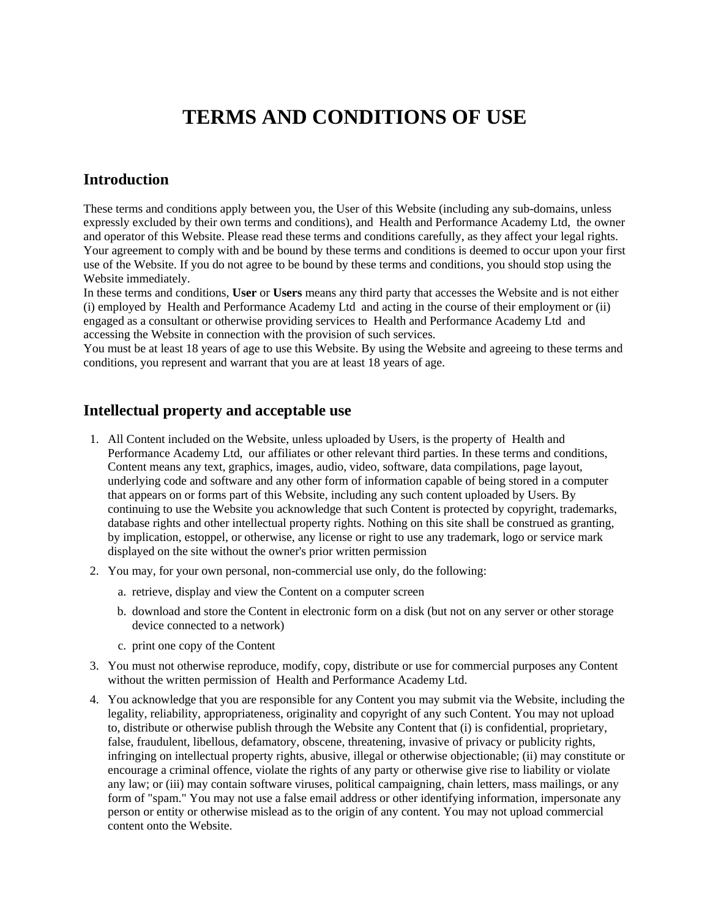# TERMS AND CONDITIONS OF USE

## Introduction

These terms and conditions apply between you, the User of this Website (including any sub-domains, unless expressly excluded by their own terms and conditions), and Health and Performance Academy Ltd, the owner and operator of this Website. Please read these terms and conditions carefully, as they affect your legal rights. Your agreement to comply with and be bound by these terms and conditions is deemed to occur upon your first use of the Website. If you do not agree to be bound by these terms and conditions, you should stop using the Website immediately.

In these terms and conditions, **User** or **Users** means any third party that accesses the Website and is not either (i) employed by Health and Performance Academy Ltd and acting in the course of their employment or (ii) engaged as a consultant or otherwise providing services to Health and Performance Academy Ltd and accessing the Website in connection with the provision of such services.

You must be at least 18 years of age to use this Website. By using the Website and agreeing to these terms and conditions, you represent and warrant that you are at least 18 years of age.

## Intellectual property and acceptable use

1. All Content included on the Website, unless uploaded by Users, is the property of Health and Performance Academy Ltd, our affiliates or other relevant third parties. In these terms and conditions, Content means any text, graphics, images, audio, video, software, data compilations, page layout, underlying code and software and any other form of information capable of being stored in a computer that appears on or forms part of this Website, including any such content uploaded by Users. By continuing to use the Website you acknowledge that such Content is protected by copyright, trademarks, database rights and other intellectual property rights. Nothing on this site shall be construed as granting, by implication, estoppel, or otherwise, any license or right to use any trademark, logo or service mark displayed on the site without the owner's prior written permission
2. You may, for your own personal, non-commercial use only, do the following:
    a. retrieve, display and view the Content on a computer screen
    b. download and store the Content in electronic form on a disk (but not on any server or other storage device connected to a network)
    c. print one copy of the Content
3. You must not otherwise reproduce, modify, copy, distribute or use for commercial purposes any Content without the written permission of Health and Performance Academy Ltd.
4. You acknowledge that you are responsible for any Content you may submit via the Website, including the legality, reliability, appropriateness, originality and copyright of any such Content. You may not upload to, distribute or otherwise publish through the Website any Content that (i) is confidential, proprietary, false, fraudulent, libellous, defamatory, obscene, threatening, invasive of privacy or publicity rights, infringing on intellectual property rights, abusive, illegal or otherwise objectionable; (ii) may constitute or encourage a criminal offence, violate the rights of any party or otherwise give rise to liability or violate any law; or (iii) may contain software viruses, political campaigning, chain letters, mass mailings, or any form of "spam." You may not use a false email address or other identifying information, impersonate any person or entity or otherwise mislead as to the origin of any content. You may not upload commercial content onto the Website.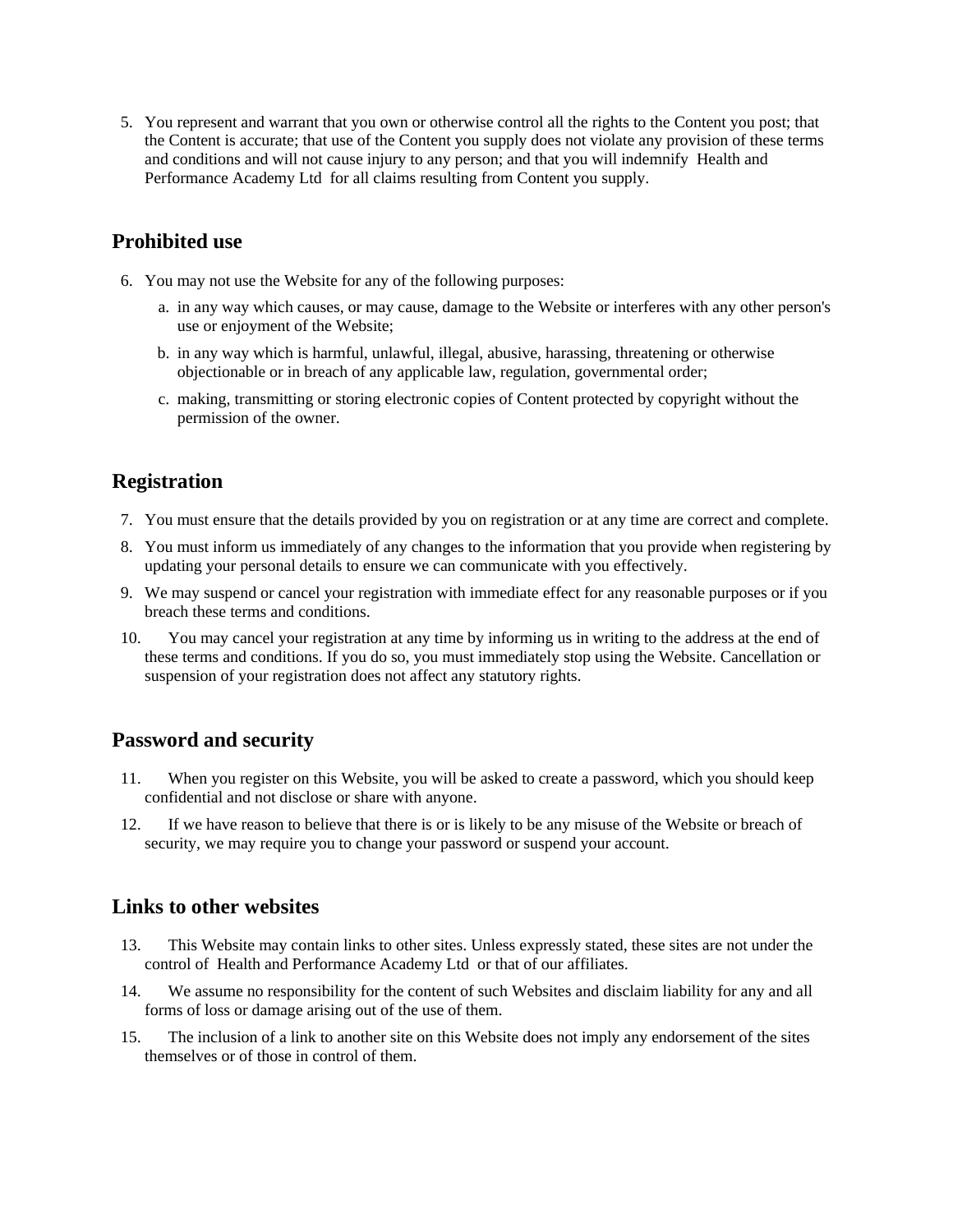5. You represent and warrant that you own or otherwise control all the rights to the Content you post; that the Content is accurate; that use of the Content you supply does not violate any provision of these terms and conditions and will not cause injury to any person; and that you will indemnify Health and Performance Academy Ltd for all claims resulting from Content you supply.

## Prohibited use

6. You may not use the Website for any of the following purposes:
    a. in any way which causes, or may cause, damage to the Website or interferes with any other person's use or enjoyment of the Website;
    b. in any way which is harmful, unlawful, illegal, abusive, harassing, threatening or otherwise objectionable or in breach of any applicable law, regulation, governmental order;
    c. making, transmitting or storing electronic copies of Content protected by copyright without the permission of the owner.

## Registration

7. You must ensure that the details provided by you on registration or at any time are correct and complete.
8. You must inform us immediately of any changes to the information that you provide when registering by updating your personal details to ensure we can communicate with you effectively.
9. We may suspend or cancel your registration with immediate effect for any reasonable purposes or if you breach these terms and conditions.
10. You may cancel your registration at any time by informing us in writing to the address at the end of these terms and conditions. If you do so, you must immediately stop using the Website. Cancellation or suspension of your registration does not affect any statutory rights.

## Password and security

11. When you register on this Website, you will be asked to create a password, which you should keep confidential and not disclose or share with anyone.
12. If we have reason to believe that there is or is likely to be any misuse of the Website or breach of security, we may require you to change your password or suspend your account.

## Links to other websites

13. This Website may contain links to other sites. Unless expressly stated, these sites are not under the control of Health and Performance Academy Ltd or that of our affiliates.
14. We assume no responsibility for the content of such Websites and disclaim liability for any and all forms of loss or damage arising out of the use of them.
15. The inclusion of a link to another site on this Website does not imply any endorsement of the sites themselves or of those in control of them.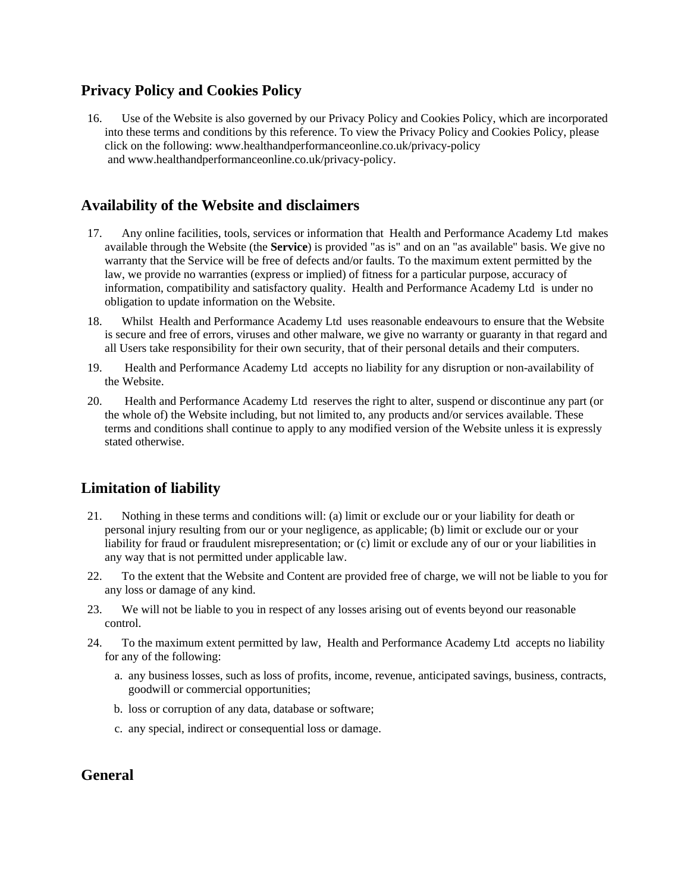## Privacy Policy and Cookies Policy

16. Use of the Website is also governed by our Privacy Policy and Cookies Policy, which are incorporated into these terms and conditions by this reference. To view the Privacy Policy and Cookies Policy, please click on the following: www.healthandperformanceonline.co.uk/privacy-policy and www.healthandperformanceonline.co.uk/privacy-policy.

## Availability of the Website and disclaimers

17. Any online facilities, tools, services or information that Health and Performance Academy Ltd makes available through the Website (the **Service**) is provided "as is" and on an "as available" basis. We give no warranty that the Service will be free of defects and/or faults. To the maximum extent permitted by the law, we provide no warranties (express or implied) of fitness for a particular purpose, accuracy of information, compatibility and satisfactory quality. Health and Performance Academy Ltd is under no obligation to update information on the Website.
18. Whilst Health and Performance Academy Ltd uses reasonable endeavours to ensure that the Website is secure and free of errors, viruses and other malware, we give no warranty or guaranty in that regard and all Users take responsibility for their own security, that of their personal details and their computers.
19. Health and Performance Academy Ltd accepts no liability for any disruption or non-availability of the Website.
20. Health and Performance Academy Ltd reserves the right to alter, suspend or discontinue any part (or the whole of) the Website including, but not limited to, any products and/or services available. These terms and conditions shall continue to apply to any modified version of the Website unless it is expressly stated otherwise.

## Limitation of liability

21. Nothing in these terms and conditions will: (a) limit or exclude our or your liability for death or personal injury resulting from our or your negligence, as applicable; (b) limit or exclude our or your liability for fraud or fraudulent misrepresentation; or (c) limit or exclude any of our or your liabilities in any way that is not permitted under applicable law.
22. To the extent that the Website and Content are provided free of charge, we will not be liable to you for any loss or damage of any kind.
23. We will not be liable to you in respect of any losses arising out of events beyond our reasonable control.
24. To the maximum extent permitted by law, Health and Performance Academy Ltd accepts no liability for any of the following:
    a. any business losses, such as loss of profits, income, revenue, anticipated savings, business, contracts, goodwill or commercial opportunities;
    b. loss or corruption of any data, database or software;
    c. any special, indirect or consequential loss or damage.

## General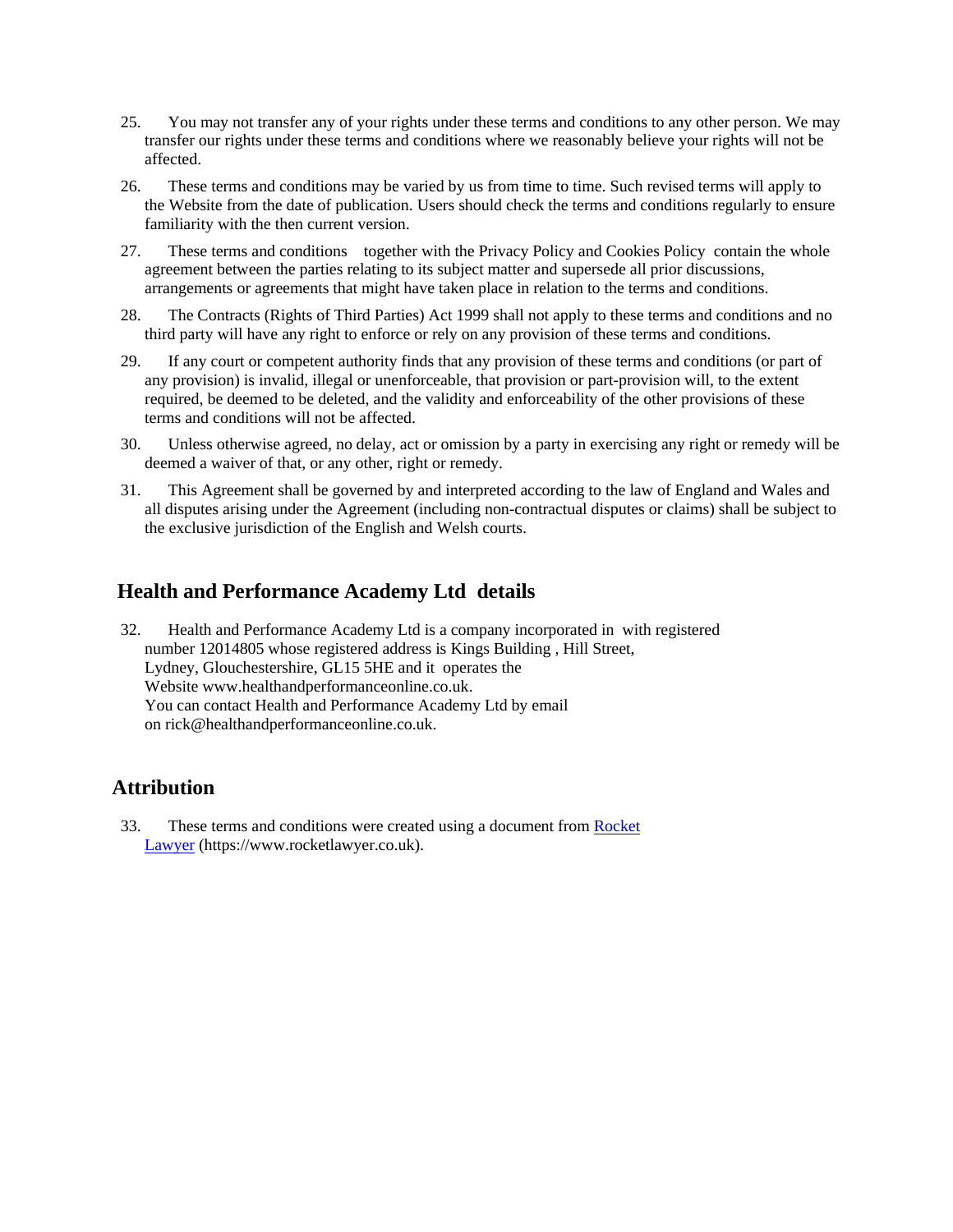25. You may not transfer any of your rights under these terms and conditions to any other person. We may transfer our rights under these terms and conditions where we reasonably believe your rights will not be affected.

26. These terms and conditions may be varied by us from time to time. Such revised terms will apply to the Website from the date of publication. Users should check the terms and conditions regularly to ensure familiarity with the then current version.

27. These terms and conditions together with the Privacy Policy and Cookies Policy contain the whole agreement between the parties relating to its subject matter and supersede all prior discussions, arrangements or agreements that might have taken place in relation to the terms and conditions.

28. The Contracts (Rights of Third Parties) Act 1999 shall not apply to these terms and conditions and no third party will have any right to enforce or rely on any provision of these terms and conditions.

29. If any court or competent authority finds that any provision of these terms and conditions (or part of any provision) is invalid, illegal or unenforceable, that provision or part-provision will, to the extent required, be deemed to be deleted, and the validity and enforceability of the other provisions of these terms and conditions will not be affected.

30. Unless otherwise agreed, no delay, act or omission by a party in exercising any right or remedy will be deemed a waiver of that, or any other, right or remedy.

31. This Agreement shall be governed by and interpreted according to the law of England and Wales and all disputes arising under the Agreement (including non-contractual disputes or claims) shall be subject to the exclusive jurisdiction of the English and Welsh courts.

## Health and Performance Academy Ltd details

32. Health and Performance Academy Ltd is a company incorporated in with registered number 12014805 whose registered address is Kings Building , Hill Street, Lydney, Glouchestershire, GL15 5HE and it operates the Website www.healthandperformanceonline.co.uk. You can contact Health and Performance Academy Ltd by email on rick@healthandperformanceonline.co.uk.

## Attribution

33. These terms and conditions were created using a document from Rocket Lawyer (https://www.rocketlawyer.co.uk).